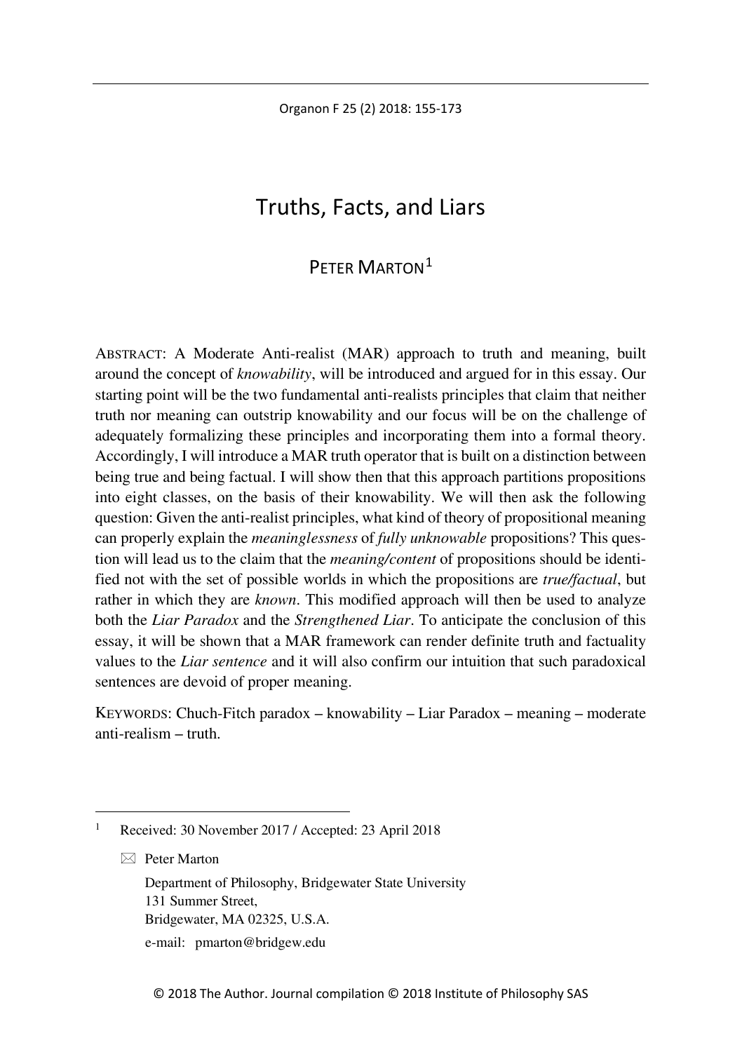# Truths, Facts, and Liars

## PETER MARTON[1]

ABSTRACT: A Moderate Anti-realist (MAR) approach to truth and meaning, built around the concept of *knowability*, will be introduced and argued for in this essay. Our starting point will be the two fundamental anti-realists principles that claim that neither truth nor meaning can outstrip knowability and our focus will be on the challenge of adequately formalizing these principles and incorporating them into a formal theory. Accordingly, I will introduce a MAR truth operator that is built on a distinction between being true and being factual. I will show then that this approach partitions propositions into eight classes, on the basis of their knowability. We will then ask the following question: Given the anti-realist principles, what kind of theory of propositional meaning can properly explain the *meaninglessness* of *fully unknowable* propositions? This question will lead us to the claim that the *meaning/content* of propositions should be identified not with the set of possible worlds in which the propositions are *true/factual*, but rather in which they are *known*. This modified approach will then be used to analyze both the *Liar Paradox* and the *Strengthened Liar*. To anticipate the conclusion of this essay, it will be shown that a MAR framework can render definite truth and factuality values to the *Liar sentence* and it will also confirm our intuition that such paradoxical sentences are devoid of proper meaning.

KEYWORDS: Chuch-Fitch paradox – knowability – Liar Paradox – meaning – moderate anti-realism – truth.

---

[1] Received: 30 November 2017 / Accepted: 23 April 2018

✉ Peter Marton

Department of Philosophy, Bridgewater State University
131 Summer Street,
Bridgewater, MA 02325, U.S.A.

e-mail: pmarton@bridgew.edu

© 2018 The Author. Journal compilation © 2018 Institute of Philosophy SAS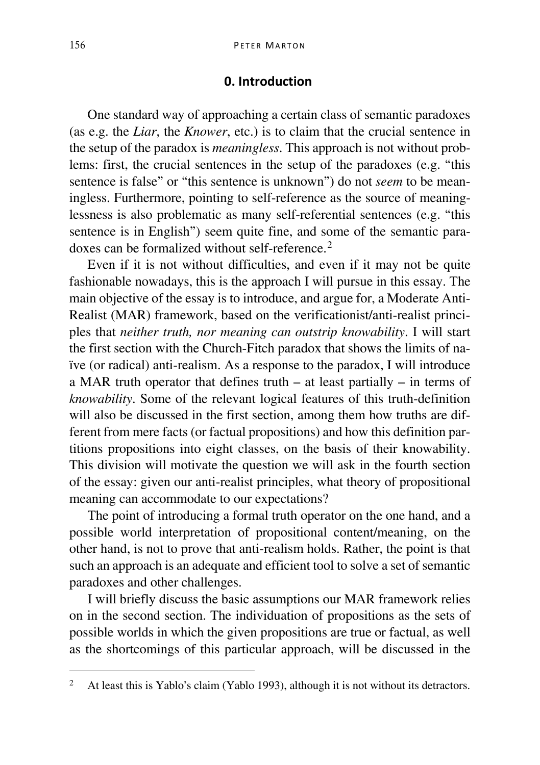## 0. Introduction

One standard way of approaching a certain class of semantic paradoxes (as e.g. the *Liar*, the *Knower*, etc.) is to claim that the crucial sentence in the setup of the paradox is *meaningless*. This approach is not without problems: first, the crucial sentences in the setup of the paradoxes (e.g. "this sentence is false" or "this sentence is unknown") do not *seem* to be meaningless. Furthermore, pointing to self-reference as the source of meaninglessness is also problematic as many self-referential sentences (e.g. "this sentence is in English") seem quite fine, and some of the semantic paradoxes can be formalized without self-reference.[2]

Even if it is not without difficulties, and even if it may not be quite fashionable nowadays, this is the approach I will pursue in this essay. The main objective of the essay is to introduce, and argue for, a Moderate Anti-Realist (MAR) framework, based on the verificationist/anti-realist principles that *neither truth, nor meaning can outstrip knowability*. I will start the first section with the Church-Fitch paradox that shows the limits of naïve (or radical) anti-realism. As a response to the paradox, I will introduce a MAR truth operator that defines truth – at least partially – in terms of *knowability*. Some of the relevant logical features of this truth-definition will also be discussed in the first section, among them how truths are different from mere facts (or factual propositions) and how this definition partitions propositions into eight classes, on the basis of their knowability. This division will motivate the question we will ask in the fourth section of the essay: given our anti-realist principles, what theory of propositional meaning can accommodate to our expectations?

The point of introducing a formal truth operator on the one hand, and a possible world interpretation of propositional content/meaning, on the other hand, is not to prove that anti-realism holds. Rather, the point is that such an approach is an adequate and efficient tool to solve a set of semantic paradoxes and other challenges.

I will briefly discuss the basic assumptions our MAR framework relies on in the second section. The individuation of propositions as the sets of possible worlds in which the given propositions are true or factual, as well as the shortcomings of this particular approach, will be discussed in the

[2] At least this is Yablo's claim (Yablo 1993), although it is not without its detractors.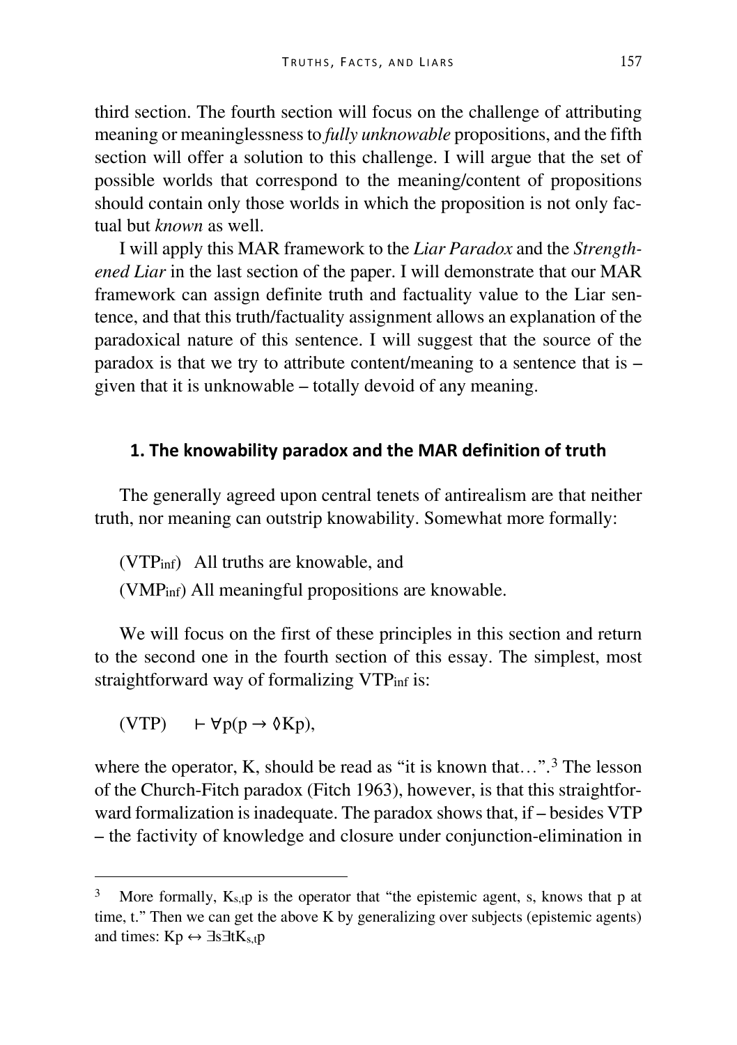third section. The fourth section will focus on the challenge of attributing meaning or meaninglessness to *fully unknowable* propositions, and the fifth section will offer a solution to this challenge. I will argue that the set of possible worlds that correspond to the meaning/content of propositions should contain only those worlds in which the proposition is not only factual but *known* as well.

I will apply this MAR framework to the *Liar Paradox* and the *Strengthened Liar* in the last section of the paper. I will demonstrate that our MAR framework can assign definite truth and factuality value to the Liar sentence, and that this truth/factuality assignment allows an explanation of the paradoxical nature of this sentence. I will suggest that the source of the paradox is that we try to attribute content/meaning to a sentence that is – given that it is unknowable – totally devoid of any meaning.

## 1. The knowability paradox and the MAR definition of truth

The generally agreed upon central tenets of antirealism are that neither truth, nor meaning can outstrip knowability. Somewhat more formally:

($VTP_{inf}$) All truths are knowable, and

($VMP_{inf}$) All meaningful propositions are knowable.

We will focus on the first of these principles in this section and return to the second one in the fourth section of this essay. The simplest, most straightforward way of formalizing $VTP_{inf}$ is:

(VTP) $\quad \vdash \forall p(p \rightarrow \Diamond Kp)$,

where the operator, K, should be read as "it is known that…".[3] The lesson of the Church-Fitch paradox (Fitch 1963), however, is that this straightforward formalization is inadequate. The paradox shows that, if – besides VTP – the factivity of knowledge and closure under conjunction-elimination in

[3] More formally, $K_{s,t}p$ is the operator that "the epistemic agent, s, knows that p at time, t." Then we can get the above K by generalizing over subjects (epistemic agents) and times: $Kp \leftrightarrow \exists s \exists t K_{s,t}p$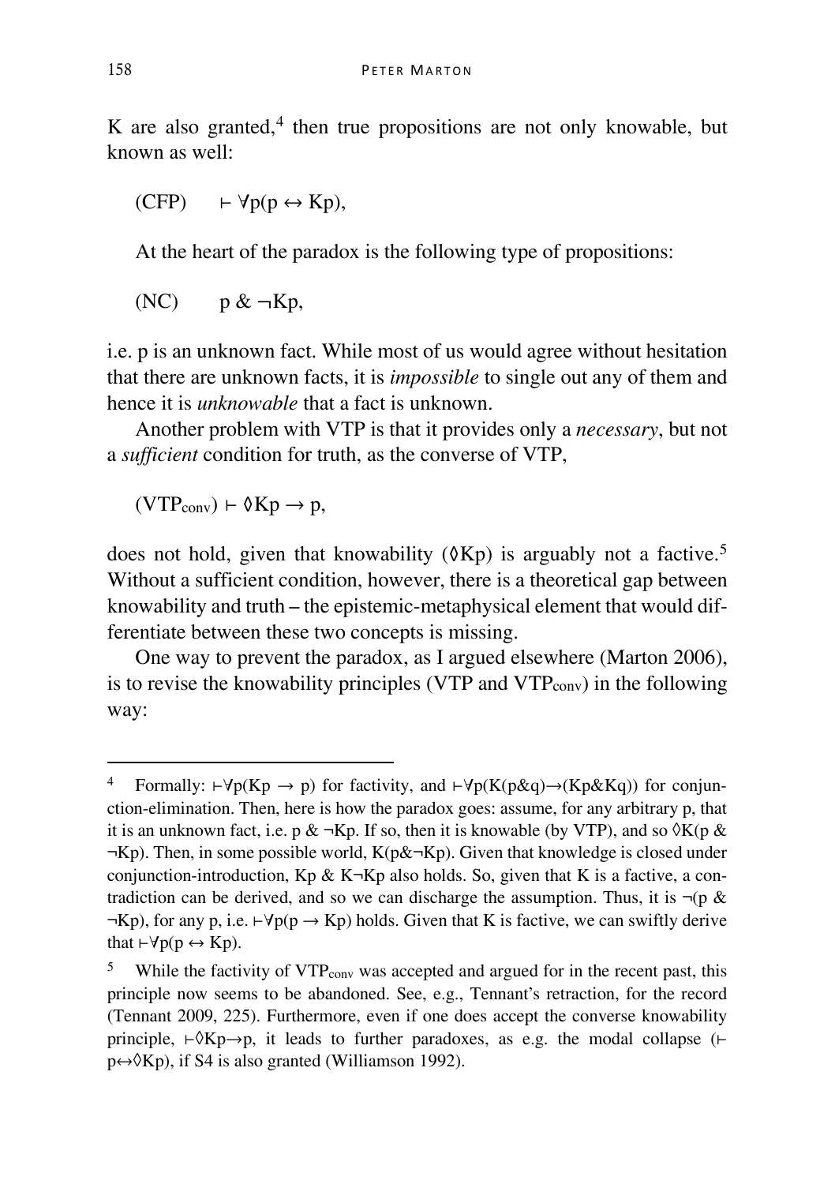K are also granted,[4] then true propositions are not only knowable, but known as well:

(CFP) $\quad \vdash \forall p(p \leftrightarrow Kp)$,

At the heart of the paradox is the following type of propositions:

(NC) $\quad p \;\&\; \neg Kp$,

i.e. p is an unknown fact. While most of us would agree without hesitation that there are unknown facts, it is *impossible* to single out any of them and hence it is *unknowable* that a fact is unknown.

Another problem with VTP is that it provides only a *necessary*, but not a *sufficient* condition for truth, as the converse of VTP,

($\text{VTP}_{\text{conv}}$) $\vdash \Diamond Kp \rightarrow p$,

does not hold, given that knowability ($\Diamond Kp$) is arguably not a factive.[5] Without a sufficient condition, however, there is a theoretical gap between knowability and truth – the epistemic-metaphysical element that would differentiate between these two concepts is missing.

One way to prevent the paradox, as I argued elsewhere (Marton 2006), is to revise the knowability principles (VTP and $\text{VTP}_{\text{conv}}$) in the following way:

---

[4] Formally: $\vdash\forall p(Kp \rightarrow p)$ for factivity, and $\vdash\forall p(K(p\&q)\rightarrow(Kp\&Kq))$ for conjunction-elimination. Then, here is how the paradox goes: assume, for any arbitrary p, that it is an unknown fact, i.e. $p \;\&\; \neg Kp$. If so, then it is knowable (by VTP), and so $\Diamond K(p \;\&\; \neg Kp)$. Then, in some possible world, $K(p\&\neg Kp)$. Given that knowledge is closed under conjunction-introduction, $Kp \;\&\; K\neg Kp$ also holds. So, given that K is a factive, a contradiction can be derived, and so we can discharge the assumption. Thus, it is $\neg(p \;\&\; \neg Kp)$, for any p, i.e. $\vdash\forall p(p \rightarrow Kp)$ holds. Given that K is factive, we can swiftly derive that $\vdash\forall p(p \leftrightarrow Kp)$.

[5] While the factivity of $\text{VTP}_{\text{conv}}$ was accepted and argued for in the recent past, this principle now seems to be abandoned. See, e.g., Tennant's retraction, for the record (Tennant 2009, 225). Furthermore, even if one does accept the converse knowability principle, $\vdash\Diamond Kp\rightarrow p$, it leads to further paradoxes, as e.g. the modal collapse ($\vdash p\leftrightarrow\Diamond Kp$), if S4 is also granted (Williamson 1992).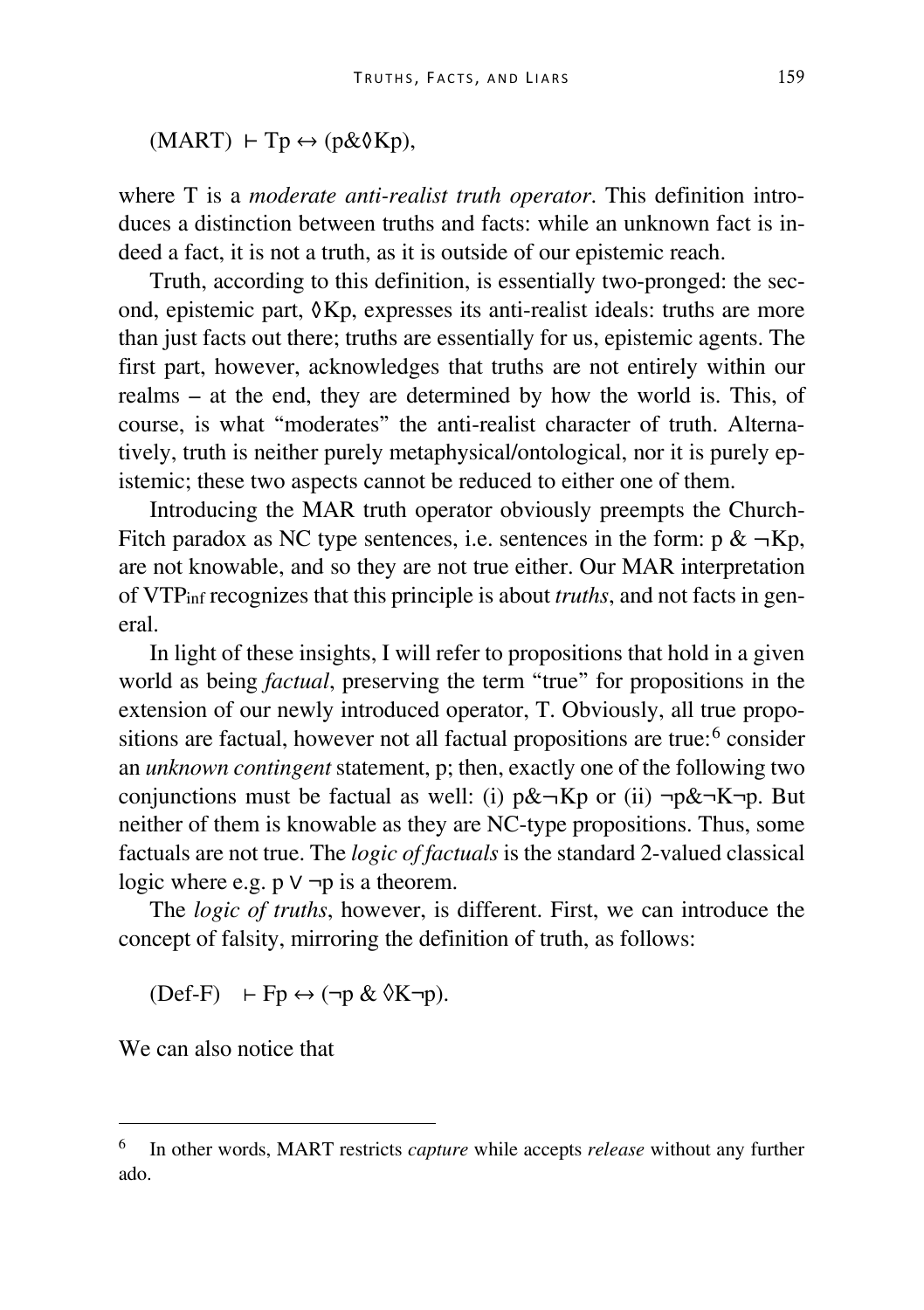$$(\text{MART}) \ \vdash Tp \leftrightarrow (p \& \Diamond Kp),$$

where T is a *moderate anti-realist truth operator*. This definition introduces a distinction between truths and facts: while an unknown fact is indeed a fact, it is not a truth, as it is outside of our epistemic reach.

Truth, according to this definition, is essentially two-pronged: the second, epistemic part, $\Diamond Kp$, expresses its anti-realist ideals: truths are more than just facts out there; truths are essentially for us, epistemic agents. The first part, however, acknowledges that truths are not entirely within our realms – at the end, they are determined by how the world is. This, of course, is what "moderates" the anti-realist character of truth. Alternatively, truth is neither purely metaphysical/ontological, nor it is purely epistemic; these two aspects cannot be reduced to either one of them.

Introducing the MAR truth operator obviously preempts the Church-Fitch paradox as NC type sentences, i.e. sentences in the form: $p \& \neg Kp$, are not knowable, and so they are not true either. Our MAR interpretation of $VTP_{inf}$ recognizes that this principle is about *truths*, and not facts in general.

In light of these insights, I will refer to propositions that hold in a given world as being *factual*, preserving the term "true" for propositions in the extension of our newly introduced operator, T. Obviously, all true propositions are factual, however not all factual propositions are true:[6] consider an *unknown contingent* statement, p; then, exactly one of the following two conjunctions must be factual as well: (i) $p \& \neg Kp$ or (ii) $\neg p \& \neg K \neg p$. But neither of them is knowable as they are NC-type propositions. Thus, some factuals are not true. The *logic of factuals* is the standard 2-valued classical logic where e.g. $p \vee \neg p$ is a theorem.

The *logic of truths*, however, is different. First, we can introduce the concept of falsity, mirroring the definition of truth, as follows:

$$(\text{Def-F}) \quad \vdash Fp \leftrightarrow (\neg p \ \& \ \Diamond K \neg p).$$

We can also notice that

[6] In other words, MART restricts *capture* while accepts *release* without any further ado.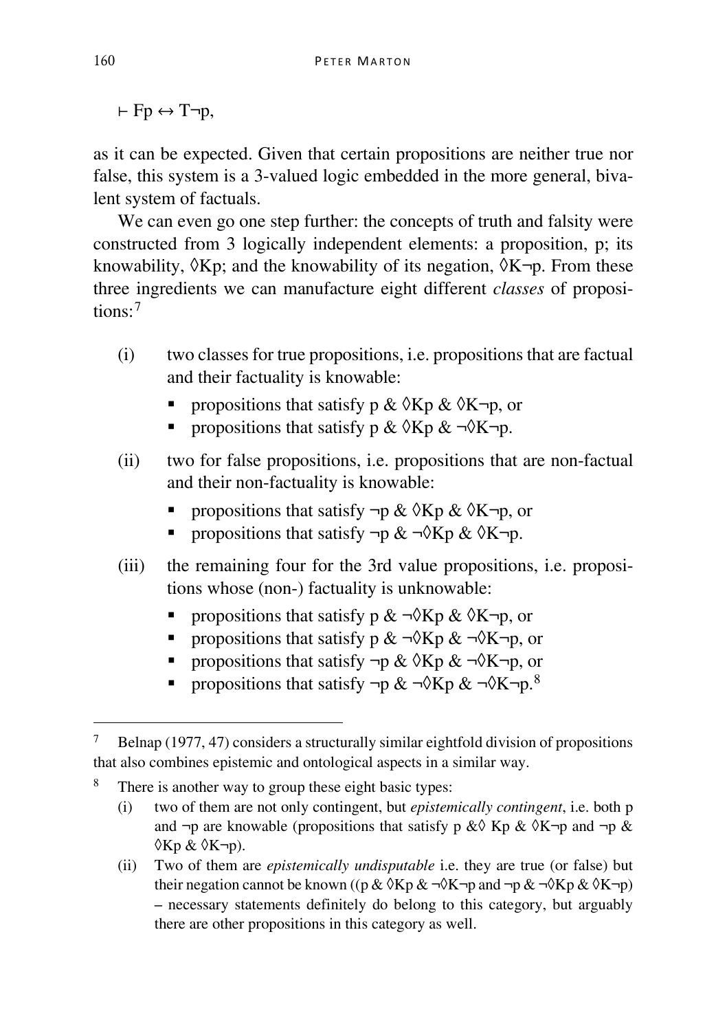$$\vdash Fp \leftrightarrow T\neg p,$$

as it can be expected. Given that certain propositions are neither true nor false, this system is a 3-valued logic embedded in the more general, bivalent system of factuals.

We can even go one step further: the concepts of truth and falsity were constructed from 3 logically independent elements: a proposition, p; its knowability, $\Diamond Kp$; and the knowability of its negation, $\Diamond K\neg p$. From these three ingredients we can manufacture eight different *classes* of propositions:[7]

(i) two classes for true propositions, i.e. propositions that are factual and their factuality is knowable:

- propositions that satisfy $p \,\&\, \Diamond Kp \,\&\, \Diamond K\neg p$, or
- propositions that satisfy $p \,\&\, \Diamond Kp \,\&\, \neg\Diamond K\neg p$.

(ii) two for false propositions, i.e. propositions that are non-factual and their non-factuality is knowable:

- propositions that satisfy $\neg p \,\&\, \Diamond Kp \,\&\, \Diamond K\neg p$, or
- propositions that satisfy $\neg p \,\&\, \neg\Diamond Kp \,\&\, \Diamond K\neg p$.

(iii) the remaining four for the 3rd value propositions, i.e. propositions whose (non-) factuality is unknowable:

- propositions that satisfy $p \,\&\, \neg\Diamond Kp \,\&\, \Diamond K\neg p$, or
- propositions that satisfy $p \,\&\, \neg\Diamond Kp \,\&\, \neg\Diamond K\neg p$, or
- propositions that satisfy $\neg p \,\&\, \Diamond Kp \,\&\, \neg\Diamond K\neg p$, or
- propositions that satisfy $\neg p \,\&\, \neg\Diamond Kp \,\&\, \neg\Diamond K\neg p$.[8]

---

[7] Belnap (1977, 47) considers a structurally similar eightfold division of propositions that also combines epistemic and ontological aspects in a similar way.

[8] There is another way to group these eight basic types:

(i) two of them are not only contingent, but *epistemically contingent*, i.e. both p and $\neg p$ are knowable (propositions that satisfy $p \,\&\Diamond\, Kp \,\&\, \Diamond K\neg p$ and $\neg p \,\&\, \Diamond Kp \,\&\, \Diamond K\neg p$).

(ii) Two of them are *epistemically undisputable* i.e. they are true (or false) but their negation cannot be known (($p \,\&\, \Diamond Kp \,\&\, \neg\Diamond K\neg p$ and $\neg p \,\&\, \neg\Diamond Kp \,\&\, \Diamond K\neg p$) – necessary statements definitely do belong to this category, but arguably there are other propositions in this category as well.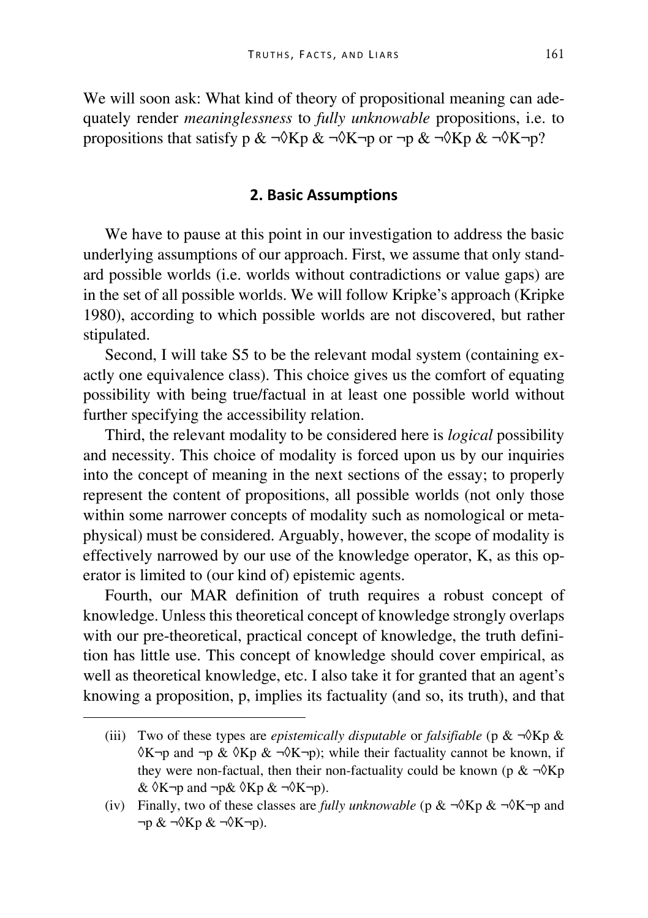We will soon ask: What kind of theory of propositional meaning can adequately render *meaninglessness* to *fully unknowable* propositions, i.e. to propositions that satisfy $p \,\&\, \neg\Diamond Kp \,\&\, \neg\Diamond K\neg p$ or $\neg p \,\&\, \neg\Diamond Kp \,\&\, \neg\Diamond K\neg p$?

## 2. Basic Assumptions

We have to pause at this point in our investigation to address the basic underlying assumptions of our approach. First, we assume that only standard possible worlds (i.e. worlds without contradictions or value gaps) are in the set of all possible worlds. We will follow Kripke's approach (Kripke 1980), according to which possible worlds are not discovered, but rather stipulated.

Second, I will take S5 to be the relevant modal system (containing exactly one equivalence class). This choice gives us the comfort of equating possibility with being true/factual in at least one possible world without further specifying the accessibility relation.

Third, the relevant modality to be considered here is *logical* possibility and necessity. This choice of modality is forced upon us by our inquiries into the concept of meaning in the next sections of the essay; to properly represent the content of propositions, all possible worlds (not only those within some narrower concepts of modality such as nomological or metaphysical) must be considered. Arguably, however, the scope of modality is effectively narrowed by our use of the knowledge operator, K, as this operator is limited to (our kind of) epistemic agents.

Fourth, our MAR definition of truth requires a robust concept of knowledge. Unless this theoretical concept of knowledge strongly overlaps with our pre-theoretical, practical concept of knowledge, the truth definition has little use. This concept of knowledge should cover empirical, as well as theoretical knowledge, etc. I also take it for granted that an agent's knowing a proposition, p, implies its factuality (and so, its truth), and that

---

(iii) Two of these types are *epistemically disputable* or *falsifiable* ($p \,\&\, \neg\Diamond Kp \,\&\, \Diamond K\neg p$ and $\neg p \,\&\, \Diamond Kp \,\&\, \neg\Diamond K\neg p$); while their factuality cannot be known, if they were non-factual, then their non-factuality could be known ($p \,\&\, \neg\Diamond Kp \,\&\, \Diamond K\neg p$ and $\neg p \,\&\, \Diamond Kp \,\&\, \neg\Diamond K\neg p$).

(iv) Finally, two of these classes are *fully unknowable* ($p \,\&\, \neg\Diamond Kp \,\&\, \neg\Diamond K\neg p$ and $\neg p \,\&\, \neg\Diamond Kp \,\&\, \neg\Diamond K\neg p$).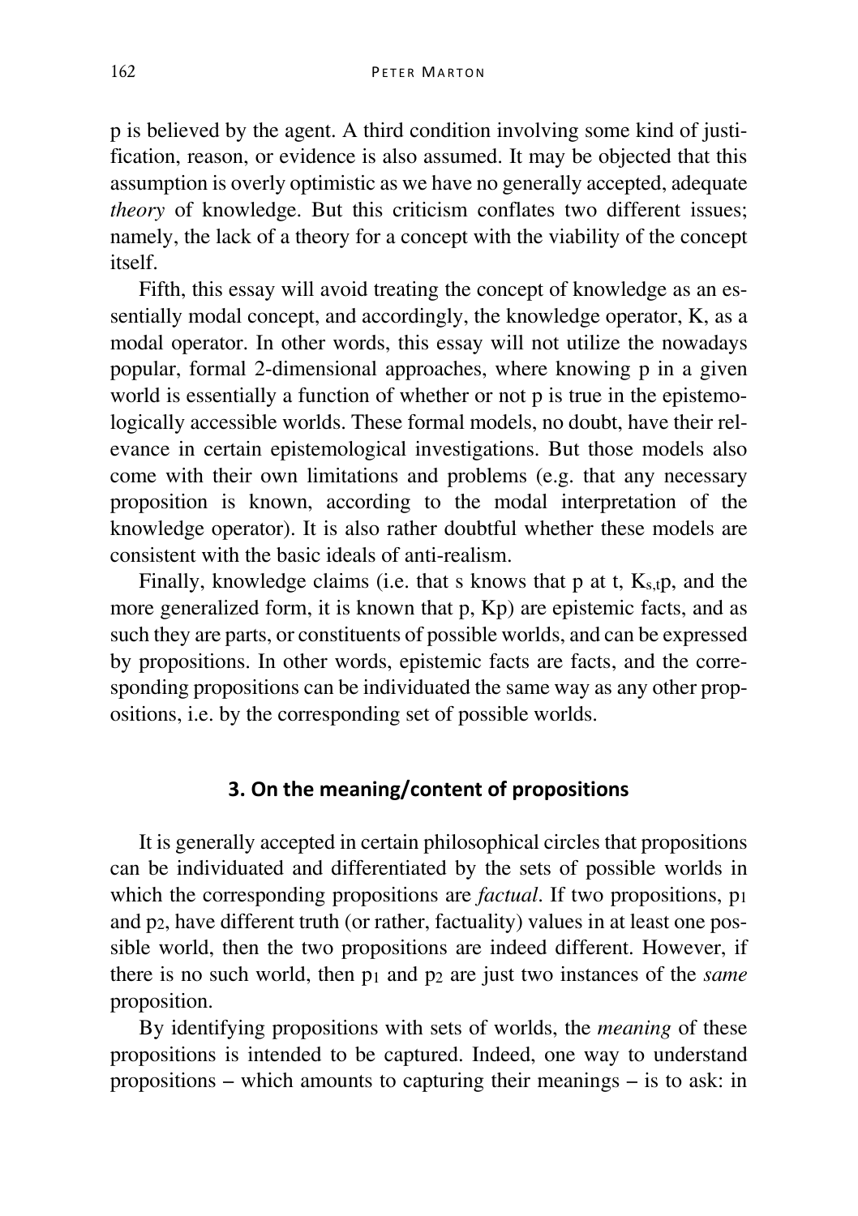p is believed by the agent. A third condition involving some kind of justification, reason, or evidence is also assumed. It may be objected that this assumption is overly optimistic as we have no generally accepted, adequate *theory* of knowledge. But this criticism conflates two different issues; namely, the lack of a theory for a concept with the viability of the concept itself.

Fifth, this essay will avoid treating the concept of knowledge as an essentially modal concept, and accordingly, the knowledge operator, K, as a modal operator. In other words, this essay will not utilize the nowadays popular, formal 2-dimensional approaches, where knowing p in a given world is essentially a function of whether or not p is true in the epistemologically accessible worlds. These formal models, no doubt, have their relevance in certain epistemological investigations. But those models also come with their own limitations and problems (e.g. that any necessary proposition is known, according to the modal interpretation of the knowledge operator). It is also rather doubtful whether these models are consistent with the basic ideals of anti-realism.

Finally, knowledge claims (i.e. that s knows that p at t, $K_{s,t}p$, and the more generalized form, it is known that p, Kp) are epistemic facts, and as such they are parts, or constituents of possible worlds, and can be expressed by propositions. In other words, epistemic facts are facts, and the corresponding propositions can be individuated the same way as any other propositions, i.e. by the corresponding set of possible worlds.

## 3. On the meaning/content of propositions

It is generally accepted in certain philosophical circles that propositions can be individuated and differentiated by the sets of possible worlds in which the corresponding propositions are *factual*. If two propositions, $p_1$ and $p_2$, have different truth (or rather, factuality) values in at least one possible world, then the two propositions are indeed different. However, if there is no such world, then $p_1$ and $p_2$ are just two instances of the *same* proposition.

By identifying propositions with sets of worlds, the *meaning* of these propositions is intended to be captured. Indeed, one way to understand propositions – which amounts to capturing their meanings – is to ask: in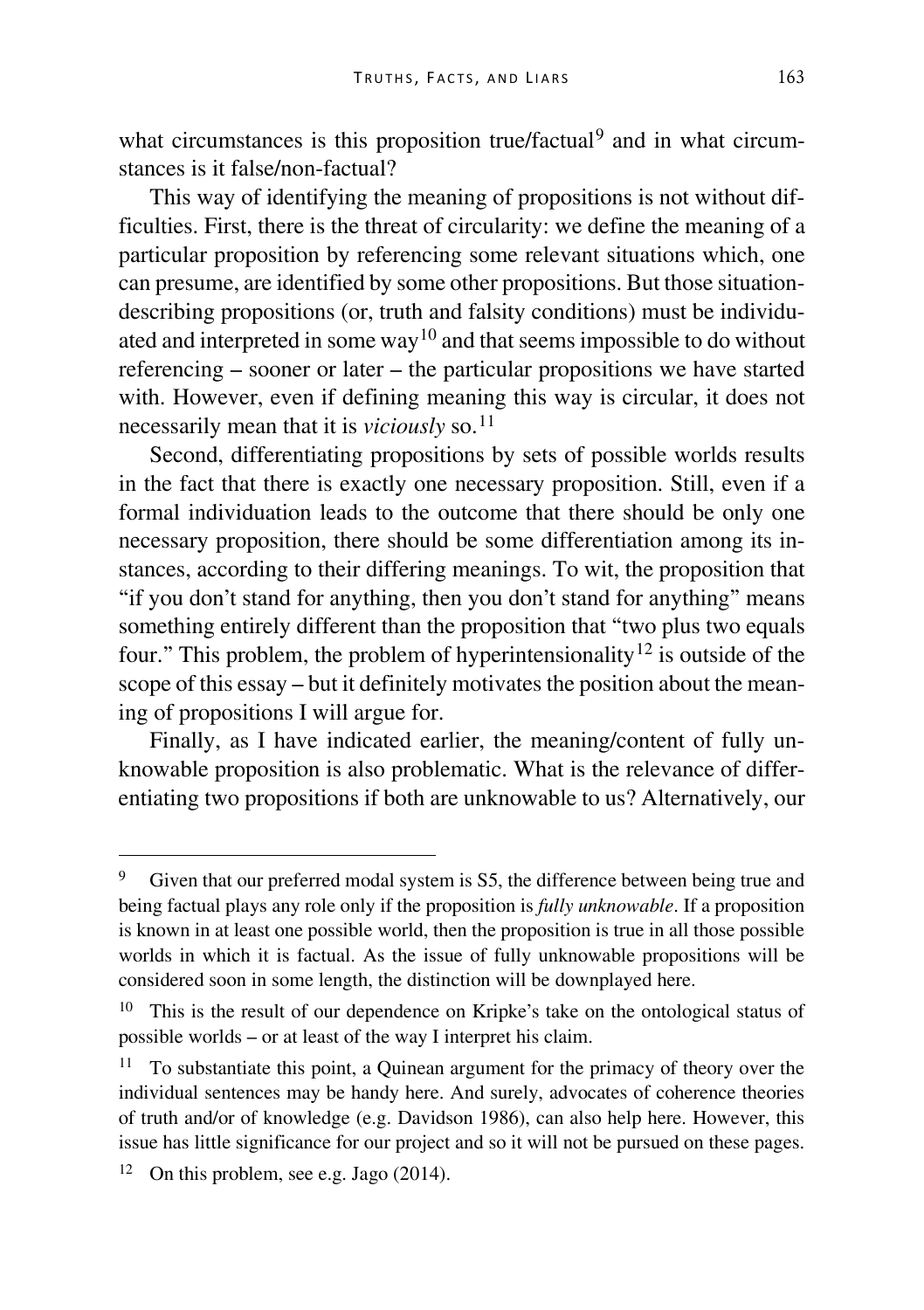what circumstances is this proposition true/factual[9] and in what circumstances is it false/non-factual?

This way of identifying the meaning of propositions is not without difficulties. First, there is the threat of circularity: we define the meaning of a particular proposition by referencing some relevant situations which, one can presume, are identified by some other propositions. But those situation-describing propositions (or, truth and falsity conditions) must be individuated and interpreted in some way[10] and that seems impossible to do without referencing – sooner or later – the particular propositions we have started with. However, even if defining meaning this way is circular, it does not necessarily mean that it is *viciously* so.[11]

Second, differentiating propositions by sets of possible worlds results in the fact that there is exactly one necessary proposition. Still, even if a formal individuation leads to the outcome that there should be only one necessary proposition, there should be some differentiation among its instances, according to their differing meanings. To wit, the proposition that "if you don't stand for anything, then you don't stand for anything" means something entirely different than the proposition that "two plus two equals four." This problem, the problem of hyperintensionality[12] is outside of the scope of this essay – but it definitely motivates the position about the meaning of propositions I will argue for.

Finally, as I have indicated earlier, the meaning/content of fully unknowable proposition is also problematic. What is the relevance of differentiating two propositions if both are unknowable to us? Alternatively, our

---

[9] Given that our preferred modal system is S5, the difference between being true and being factual plays any role only if the proposition is *fully unknowable*. If a proposition is known in at least one possible world, then the proposition is true in all those possible worlds in which it is factual. As the issue of fully unknowable propositions will be considered soon in some length, the distinction will be downplayed here.

[10] This is the result of our dependence on Kripke's take on the ontological status of possible worlds – or at least of the way I interpret his claim.

[11] To substantiate this point, a Quinean argument for the primacy of theory over the individual sentences may be handy here. And surely, advocates of coherence theories of truth and/or of knowledge (e.g. Davidson 1986), can also help here. However, this issue has little significance for our project and so it will not be pursued on these pages.

[12] On this problem, see e.g. Jago (2014).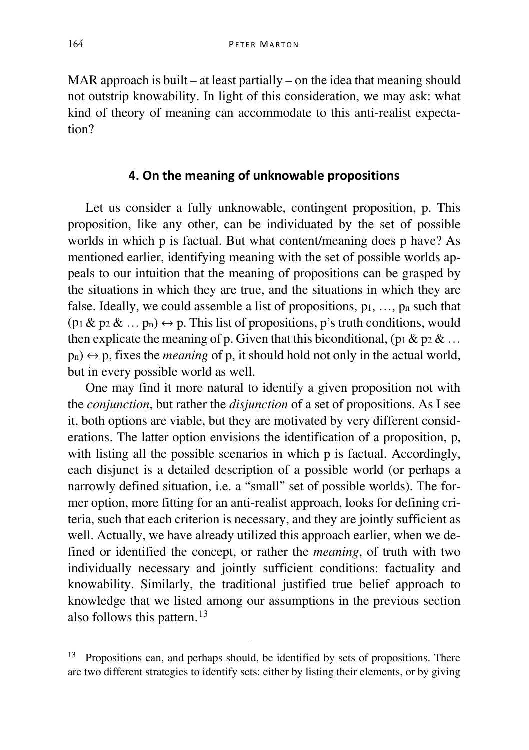MAR approach is built – at least partially – on the idea that meaning should not outstrip knowability. In light of this consideration, we may ask: what kind of theory of meaning can accommodate to this anti-realist expectation?

## 4. On the meaning of unknowable propositions

Let us consider a fully unknowable, contingent proposition, p. This proposition, like any other, can be individuated by the set of possible worlds in which p is factual. But what content/meaning does p have? As mentioned earlier, identifying meaning with the set of possible worlds appeals to our intuition that the meaning of propositions can be grasped by the situations in which they are true, and the situations in which they are false. Ideally, we could assemble a list of propositions, $p_1, \ldots, p_n$ such that $(p_1 \& p_2 \& \ldots p_n) \leftrightarrow p$. This list of propositions, p's truth conditions, would then explicate the meaning of p. Given that this biconditional, $(p_1 \& p_2 \& \ldots p_n) \leftrightarrow p$, fixes the *meaning* of p, it should hold not only in the actual world, but in every possible world as well.

One may find it more natural to identify a given proposition not with the *conjunction*, but rather the *disjunction* of a set of propositions. As I see it, both options are viable, but they are motivated by very different considerations. The latter option envisions the identification of a proposition, p, with listing all the possible scenarios in which p is factual. Accordingly, each disjunct is a detailed description of a possible world (or perhaps a narrowly defined situation, i.e. a "small" set of possible worlds). The former option, more fitting for an anti-realist approach, looks for defining criteria, such that each criterion is necessary, and they are jointly sufficient as well. Actually, we have already utilized this approach earlier, when we defined or identified the concept, or rather the *meaning*, of truth with two individually necessary and jointly sufficient conditions: factuality and knowability. Similarly, the traditional justified true belief approach to knowledge that we listed among our assumptions in the previous section also follows this pattern.[13]

[13] Propositions can, and perhaps should, be identified by sets of propositions. There are two different strategies to identify sets: either by listing their elements, or by giving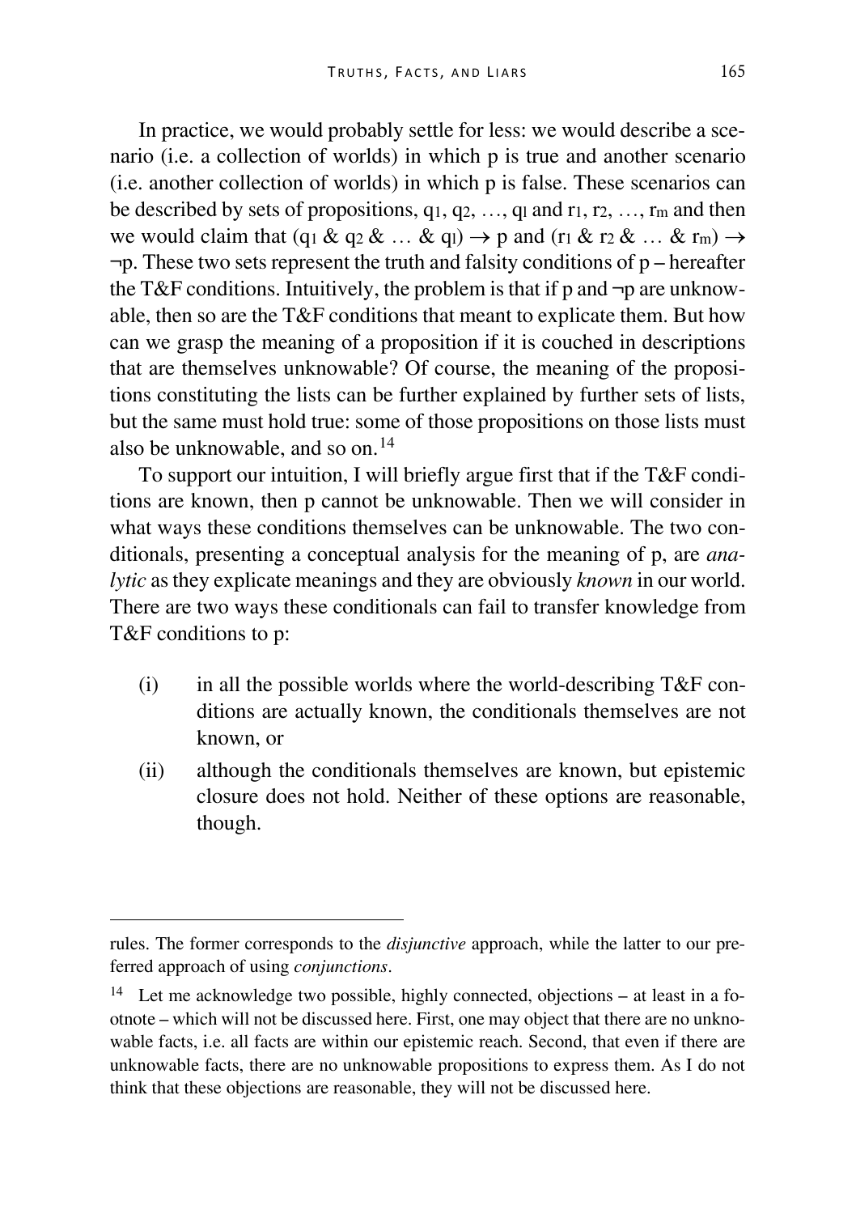In practice, we would probably settle for less: we would describe a scenario (i.e. a collection of worlds) in which p is true and another scenario (i.e. another collection of worlds) in which p is false. These scenarios can be described by sets of propositions, $q_1, q_2, \ldots, q_l$ and $r_1, r_2, \ldots, r_m$ and then we would claim that $(q_1 \& q_2 \& \ldots \& q_l) \rightarrow p$ and $(r_1 \& r_2 \& \ldots \& r_m) \rightarrow \neg p$. These two sets represent the truth and falsity conditions of p – hereafter the T&F conditions. Intuitively, the problem is that if p and ¬p are unknowable, then so are the T&F conditions that meant to explicate them. But how can we grasp the meaning of a proposition if it is couched in descriptions that are themselves unknowable? Of course, the meaning of the propositions constituting the lists can be further explained by further sets of lists, but the same must hold true: some of those propositions on those lists must also be unknowable, and so on.[14]

To support our intuition, I will briefly argue first that if the T&F conditions are known, then p cannot be unknowable. Then we will consider in what ways these conditions themselves can be unknowable. The two conditionals, presenting a conceptual analysis for the meaning of p, are *analytic* as they explicate meanings and they are obviously *known* in our world. There are two ways these conditionals can fail to transfer knowledge from T&F conditions to p:

(i) in all the possible worlds where the world-describing T&F conditions are actually known, the conditionals themselves are not known, or

(ii) although the conditionals themselves are known, but epistemic closure does not hold. Neither of these options are reasonable, though.

---

rules. The former corresponds to the *disjunctive* approach, while the latter to our preferred approach of using *conjunctions*.

[14] Let me acknowledge two possible, highly connected, objections – at least in a footnote – which will not be discussed here. First, one may object that there are no unknowable facts, i.e. all facts are within our epistemic reach. Second, that even if there are unknowable facts, there are no unknowable propositions to express them. As I do not think that these objections are reasonable, they will not be discussed here.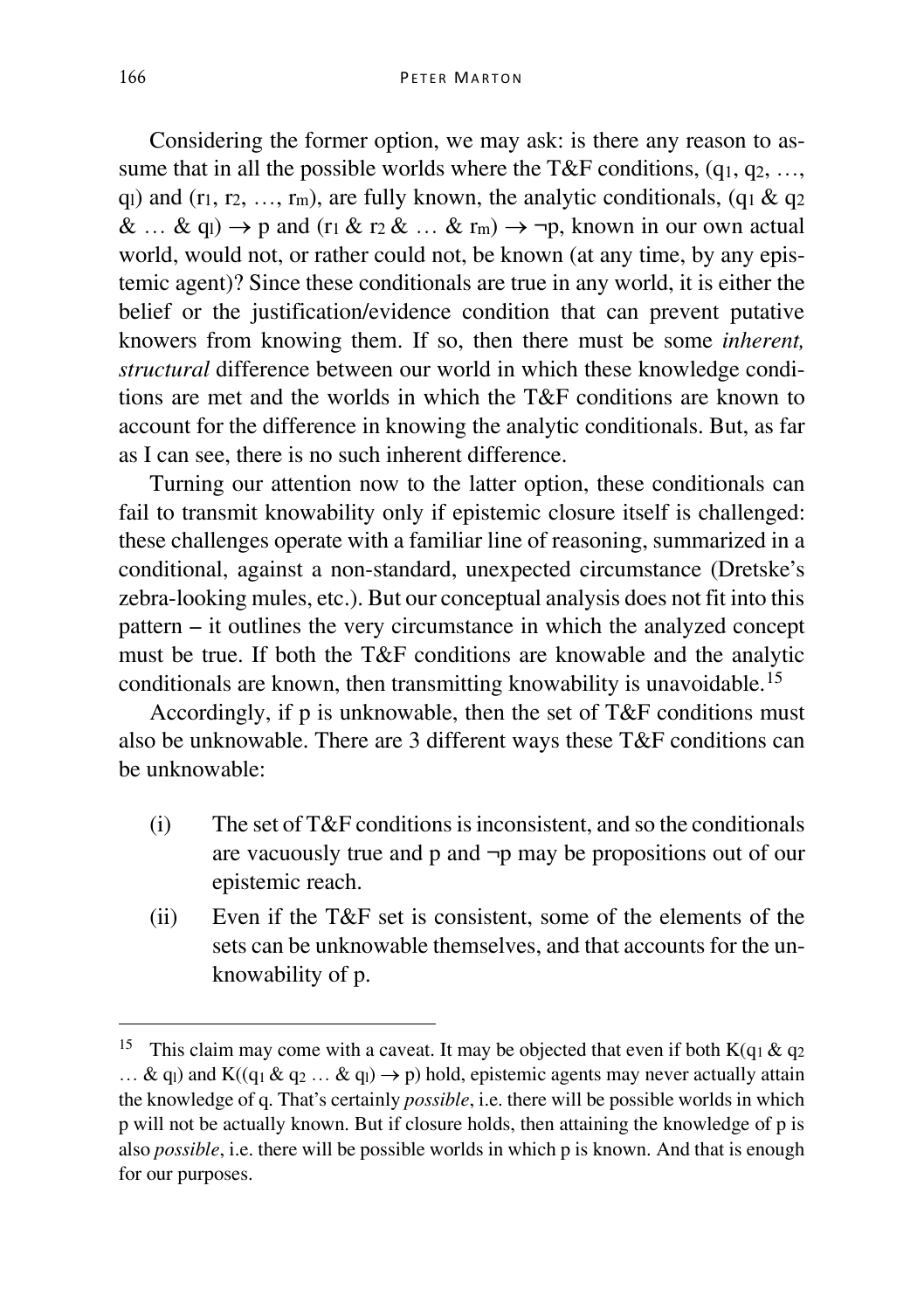Considering the former option, we may ask: is there any reason to assume that in all the possible worlds where the T&F conditions, ($q_1$, $q_2$, …, $q_l$) and ($r_1$, $r_2$, …, $r_m$), are fully known, the analytic conditionals, ($q_1$ & $q_2$ & … & $q_l$) $\rightarrow$ p and ($r_1$ & $r_2$ & … & $r_m$) $\rightarrow$ $\neg$p, known in our own actual world, would not, or rather could not, be known (at any time, by any epistemic agent)? Since these conditionals are true in any world, it is either the belief or the justification/evidence condition that can prevent putative knowers from knowing them. If so, then there must be some *inherent, structural* difference between our world in which these knowledge conditions are met and the worlds in which the T&F conditions are known to account for the difference in knowing the analytic conditionals. But, as far as I can see, there is no such inherent difference.

Turning our attention now to the latter option, these conditionals can fail to transmit knowability only if epistemic closure itself is challenged: these challenges operate with a familiar line of reasoning, summarized in a conditional, against a non-standard, unexpected circumstance (Dretske's zebra-looking mules, etc.). But our conceptual analysis does not fit into this pattern – it outlines the very circumstance in which the analyzed concept must be true. If both the T&F conditions are knowable and the analytic conditionals are known, then transmitting knowability is unavoidable.[15]

Accordingly, if p is unknowable, then the set of T&F conditions must also be unknowable. There are 3 different ways these T&F conditions can be unknowable:

(i) The set of T&F conditions is inconsistent, and so the conditionals are vacuously true and p and $\neg$p may be propositions out of our epistemic reach.

(ii) Even if the T&F set is consistent, some of the elements of the sets can be unknowable themselves, and that accounts for the unknowability of p.

---

[15] This claim may come with a caveat. It may be objected that even if both K($q_1$ & $q_2$ … & $q_l$) and K(($q_1$ & $q_2$ … & $q_l$) $\rightarrow$ p) hold, epistemic agents may never actually attain the knowledge of q. That's certainly *possible*, i.e. there will be possible worlds in which p will not be actually known. But if closure holds, then attaining the knowledge of p is also *possible*, i.e. there will be possible worlds in which p is known. And that is enough for our purposes.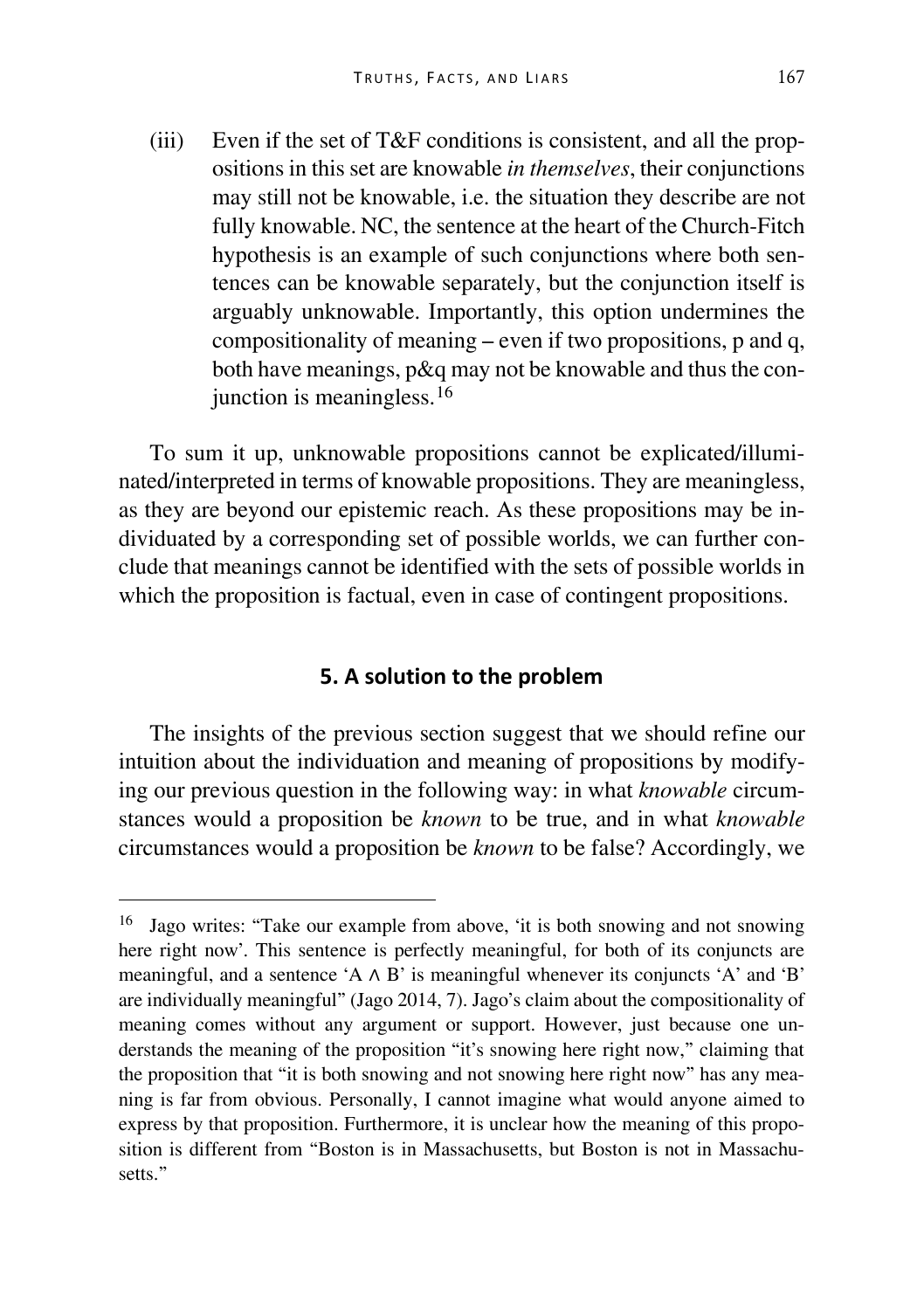(iii) Even if the set of T&F conditions is consistent, and all the propositions in this set are knowable *in themselves*, their conjunctions may still not be knowable, i.e. the situation they describe are not fully knowable. NC, the sentence at the heart of the Church-Fitch hypothesis is an example of such conjunctions where both sentences can be knowable separately, but the conjunction itself is arguably unknowable. Importantly, this option undermines the compositionality of meaning – even if two propositions, p and q, both have meanings, p&q may not be knowable and thus the conjunction is meaningless.[16]

To sum it up, unknowable propositions cannot be explicated/illuminated/interpreted in terms of knowable propositions. They are meaningless, as they are beyond our epistemic reach. As these propositions may be individuated by a corresponding set of possible worlds, we can further conclude that meanings cannot be identified with the sets of possible worlds in which the proposition is factual, even in case of contingent propositions.

## 5. A solution to the problem

The insights of the previous section suggest that we should refine our intuition about the individuation and meaning of propositions by modifying our previous question in the following way: in what *knowable* circumstances would a proposition be *known* to be true, and in what *knowable* circumstances would a proposition be *known* to be false? Accordingly, we

[16] Jago writes: "Take our example from above, 'it is both snowing and not snowing here right now'. This sentence is perfectly meaningful, for both of its conjuncts are meaningful, and a sentence 'A ∧ B' is meaningful whenever its conjuncts 'A' and 'B' are individually meaningful" (Jago 2014, 7). Jago's claim about the compositionality of meaning comes without any argument or support. However, just because one understands the meaning of the proposition "it's snowing here right now," claiming that the proposition that "it is both snowing and not snowing here right now" has any meaning is far from obvious. Personally, I cannot imagine what would anyone aimed to express by that proposition. Furthermore, it is unclear how the meaning of this proposition is different from "Boston is in Massachusetts, but Boston is not in Massachusetts."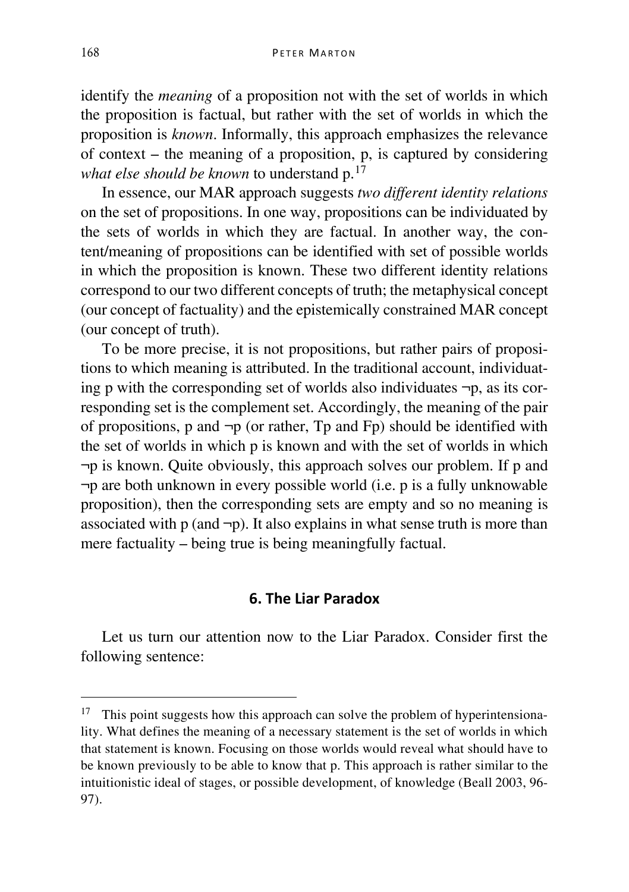identify the *meaning* of a proposition not with the set of worlds in which the proposition is factual, but rather with the set of worlds in which the proposition is *known*. Informally, this approach emphasizes the relevance of context – the meaning of a proposition, p, is captured by considering *what else should be known* to understand p.[17]

In essence, our MAR approach suggests *two different identity relations* on the set of propositions. In one way, propositions can be individuated by the sets of worlds in which they are factual. In another way, the content/meaning of propositions can be identified with set of possible worlds in which the proposition is known. These two different identity relations correspond to our two different concepts of truth; the metaphysical concept (our concept of factuality) and the epistemically constrained MAR concept (our concept of truth).

To be more precise, it is not propositions, but rather pairs of propositions to which meaning is attributed. In the traditional account, individuating p with the corresponding set of worlds also individuates ¬p, as its corresponding set is the complement set. Accordingly, the meaning of the pair of propositions, p and ¬p (or rather, Tp and Fp) should be identified with the set of worlds in which p is known and with the set of worlds in which ¬p is known. Quite obviously, this approach solves our problem. If p and ¬p are both unknown in every possible world (i.e. p is a fully unknowable proposition), then the corresponding sets are empty and so no meaning is associated with p (and ¬p). It also explains in what sense truth is more than mere factuality – being true is being meaningfully factual.

## 6. The Liar Paradox

Let us turn our attention now to the Liar Paradox. Consider first the following sentence:

---

[17] This point suggests how this approach can solve the problem of hyperintensionality. What defines the meaning of a necessary statement is the set of worlds in which that statement is known. Focusing on those worlds would reveal what should have to be known previously to be able to know that p. This approach is rather similar to the intuitionistic ideal of stages, or possible development, of knowledge (Beall 2003, 96-97).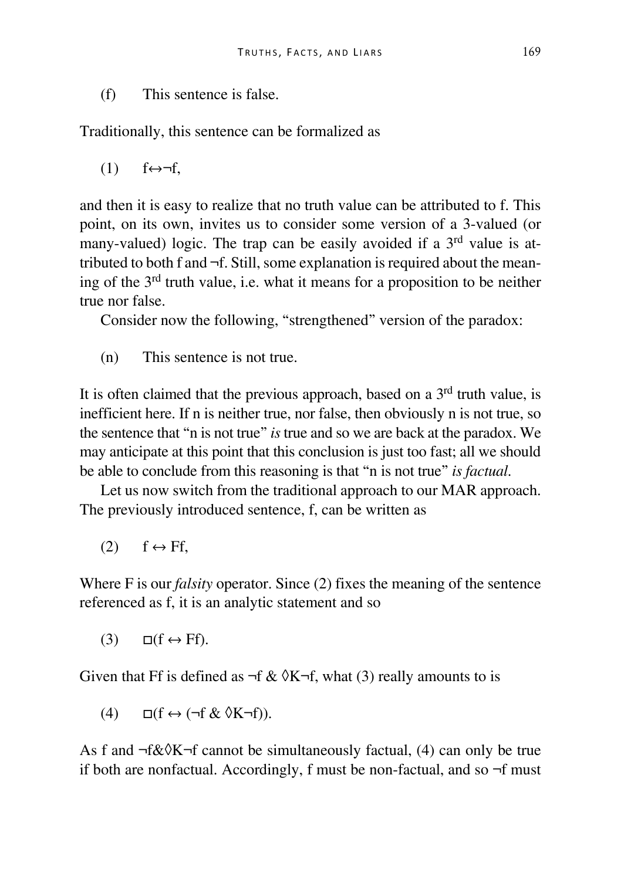(f) This sentence is false.

Traditionally, this sentence can be formalized as

(1) $f \leftrightarrow \neg f$,

and then it is easy to realize that no truth value can be attributed to f. This point, on its own, invites us to consider some version of a 3-valued (or many-valued) logic. The trap can be easily avoided if a 3rd value is attributed to both f and ¬f. Still, some explanation is required about the meaning of the 3rd truth value, i.e. what it means for a proposition to be neither true nor false.

Consider now the following, "strengthened" version of the paradox:

(n) This sentence is not true.

It is often claimed that the previous approach, based on a 3rd truth value, is inefficient here. If n is neither true, nor false, then obviously n is not true, so the sentence that "n is not true" *is* true and so we are back at the paradox. We may anticipate at this point that this conclusion is just too fast; all we should be able to conclude from this reasoning is that "n is not true" *is factual*.

Let us now switch from the traditional approach to our MAR approach. The previously introduced sentence, f, can be written as

(2) $f \leftrightarrow Ff$,

Where F is our *falsity* operator. Since (2) fixes the meaning of the sentence referenced as f, it is an analytic statement and so

(3) $\Box(f \leftrightarrow Ff)$.

Given that Ff is defined as $\neg f \;\&\; \Diamond K\neg f$, what (3) really amounts to is

(4) $\Box(f \leftrightarrow (\neg f \;\&\; \Diamond K\neg f))$.

As f and $\neg f \& \Diamond K \neg f$ cannot be simultaneously factual, (4) can only be true if both are nonfactual. Accordingly, f must be non-factual, and so ¬f must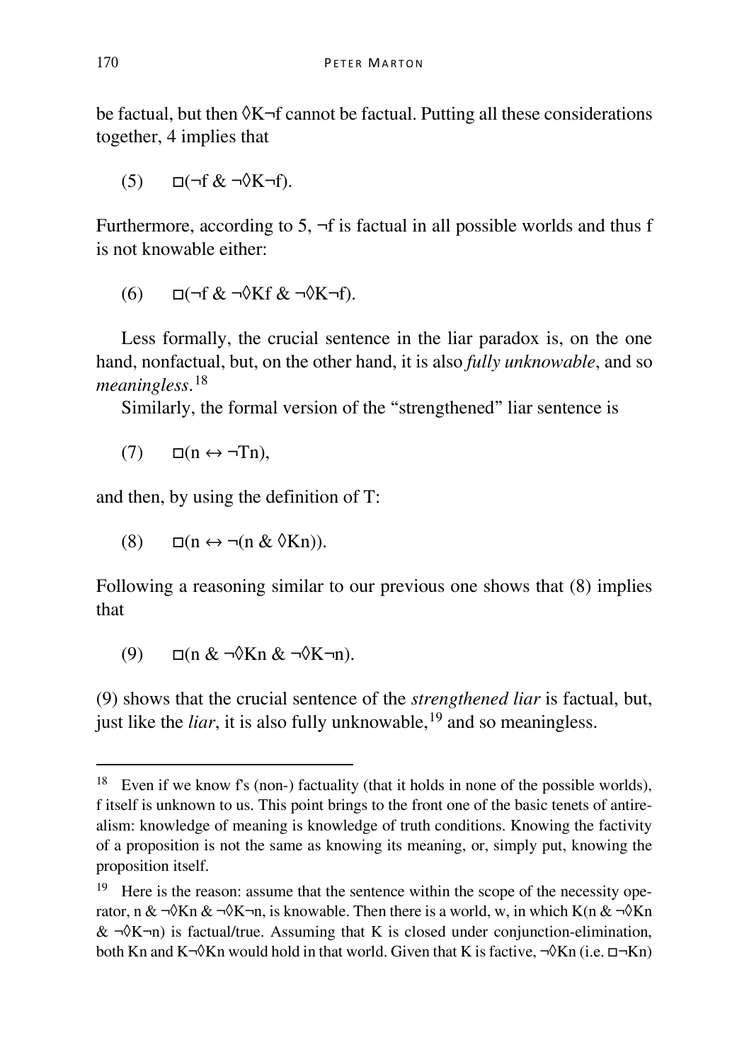be factual, but then $\Diamond K\neg f$ cannot be factual. Putting all these considerations together, 4 implies that

$$(5) \quad \Box(\neg f \,\&\, \neg\Diamond K\neg f).$$

Furthermore, according to 5, $\neg f$ is factual in all possible worlds and thus f is not knowable either:

$$(6) \quad \Box(\neg f \,\&\, \neg\Diamond Kf \,\&\, \neg\Diamond K\neg f).$$

Less formally, the crucial sentence in the liar paradox is, on the one hand, nonfactual, but, on the other hand, it is also *fully unknowable*, and so *meaningless*.[18]

Similarly, the formal version of the "strengthened" liar sentence is

$$(7) \quad \Box(n \leftrightarrow \neg Tn),$$

and then, by using the definition of T:

$$(8) \quad \Box(n \leftrightarrow \neg(n \,\&\, \Diamond Kn)).$$

Following a reasoning similar to our previous one shows that (8) implies that

$$(9) \quad \Box(n \,\&\, \neg\Diamond Kn \,\&\, \neg\Diamond K\neg n).$$

(9) shows that the crucial sentence of the *strengthened liar* is factual, but, just like the *liar*, it is also fully unknowable,[19] and so meaningless.

---

[18] Even if we know f's (non-) factuality (that it holds in none of the possible worlds), f itself is unknown to us. This point brings to the front one of the basic tenets of antirealism: knowledge of meaning is knowledge of truth conditions. Knowing the factivity of a proposition is not the same as knowing its meaning, or, simply put, knowing the proposition itself.

[19] Here is the reason: assume that the sentence within the scope of the necessity operator, $n \,\&\, \neg\Diamond Kn \,\&\, \neg\Diamond K\neg n$, is knowable. Then there is a world, w, in which $K(n \,\&\, \neg\Diamond Kn \,\&\, \neg\Diamond K\neg n)$ is factual/true. Assuming that K is closed under conjunction-elimination, both $Kn$ and $K\neg\Diamond Kn$ would hold in that world. Given that K is factive, $\neg\Diamond Kn$ (i.e. $\Box\neg Kn$)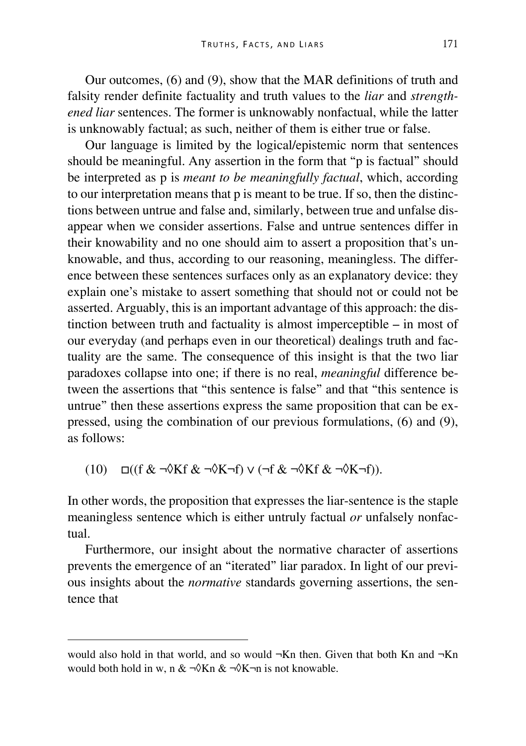Our outcomes, (6) and (9), show that the MAR definitions of truth and falsity render definite factuality and truth values to the *liar* and *strengthened liar* sentences. The former is unknowably nonfactual, while the latter is unknowably factual; as such, neither of them is either true or false.

Our language is limited by the logical/epistemic norm that sentences should be meaningful. Any assertion in the form that "p is factual" should be interpreted as p is *meant to be meaningfully factual*, which, according to our interpretation means that p is meant to be true. If so, then the distinctions between untrue and false and, similarly, between true and unfalse disappear when we consider assertions. False and untrue sentences differ in their knowability and no one should aim to assert a proposition that's unknowable, and thus, according to our reasoning, meaningless. The difference between these sentences surfaces only as an explanatory device: they explain one's mistake to assert something that should not or could not be asserted. Arguably, this is an important advantage of this approach: the distinction between truth and factuality is almost imperceptible – in most of our everyday (and perhaps even in our theoretical) dealings truth and factuality are the same. The consequence of this insight is that the two liar paradoxes collapse into one; if there is no real, *meaningful* difference between the assertions that "this sentence is false" and that "this sentence is untrue" then these assertions express the same proposition that can be expressed, using the combination of our previous formulations, (6) and (9), as follows:

$$(10) \quad \Box((f \,\&\, \neg\Diamond Kf \,\&\, \neg\Diamond K\neg f) \vee (\neg f \,\&\, \neg\Diamond Kf \,\&\, \neg\Diamond K\neg f)).$$

In other words, the proposition that expresses the liar-sentence is the staple meaningless sentence which is either untruly factual *or* unfalsely nonfactual.

Furthermore, our insight about the normative character of assertions prevents the emergence of an "iterated" liar paradox. In light of our previous insights about the *normative* standards governing assertions, the sentence that

---

would also hold in that world, and so would $\neg Kn$ then. Given that both $Kn$ and $\neg Kn$ would both hold in w, $n \,\&\, \neg\Diamond Kn \,\&\, \neg\Diamond K\neg n$ is not knowable.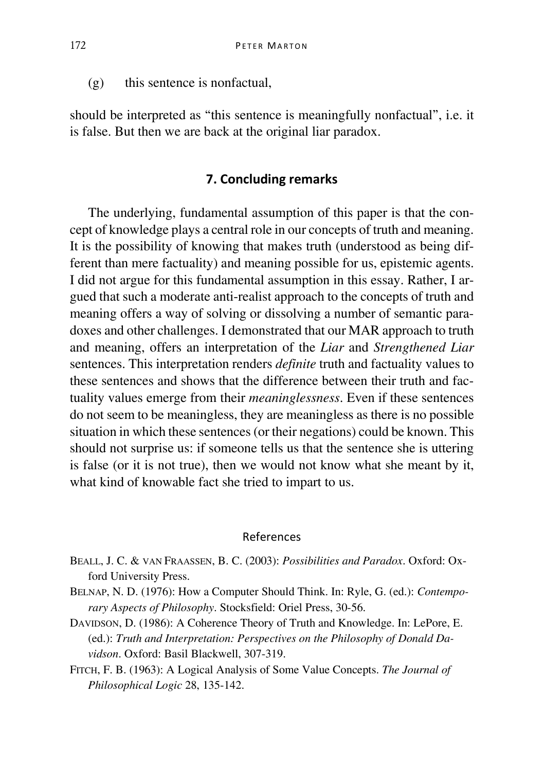(g) this sentence is nonfactual,

should be interpreted as "this sentence is meaningfully nonfactual", i.e. it is false. But then we are back at the original liar paradox.

## 7. Concluding remarks

The underlying, fundamental assumption of this paper is that the concept of knowledge plays a central role in our concepts of truth and meaning. It is the possibility of knowing that makes truth (understood as being different than mere factuality) and meaning possible for us, epistemic agents. I did not argue for this fundamental assumption in this essay. Rather, I argued that such a moderate anti-realist approach to the concepts of truth and meaning offers a way of solving or dissolving a number of semantic paradoxes and other challenges. I demonstrated that our MAR approach to truth and meaning, offers an interpretation of the *Liar* and *Strengthened Liar* sentences. This interpretation renders *definite* truth and factuality values to these sentences and shows that the difference between their truth and factuality values emerge from their *meaninglessness*. Even if these sentences do not seem to be meaningless, they are meaningless as there is no possible situation in which these sentences (or their negations) could be known. This should not surprise us: if someone tells us that the sentence she is uttering is false (or it is not true), then we would not know what she meant by it, what kind of knowable fact she tried to impart to us.

### References

BEALL, J. C. & VAN FRAASSEN, B. C. (2003): *Possibilities and Paradox*. Oxford: Oxford University Press.

BELNAP, N. D. (1976): How a Computer Should Think. In: Ryle, G. (ed.): *Contemporary Aspects of Philosophy*. Stocksfield: Oriel Press, 30-56.

DAVIDSON, D. (1986): A Coherence Theory of Truth and Knowledge. In: LePore, E. (ed.): *Truth and Interpretation: Perspectives on the Philosophy of Donald Davidson*. Oxford: Basil Blackwell, 307-319.

FITCH, F. B. (1963): A Logical Analysis of Some Value Concepts. *The Journal of Philosophical Logic* 28, 135-142.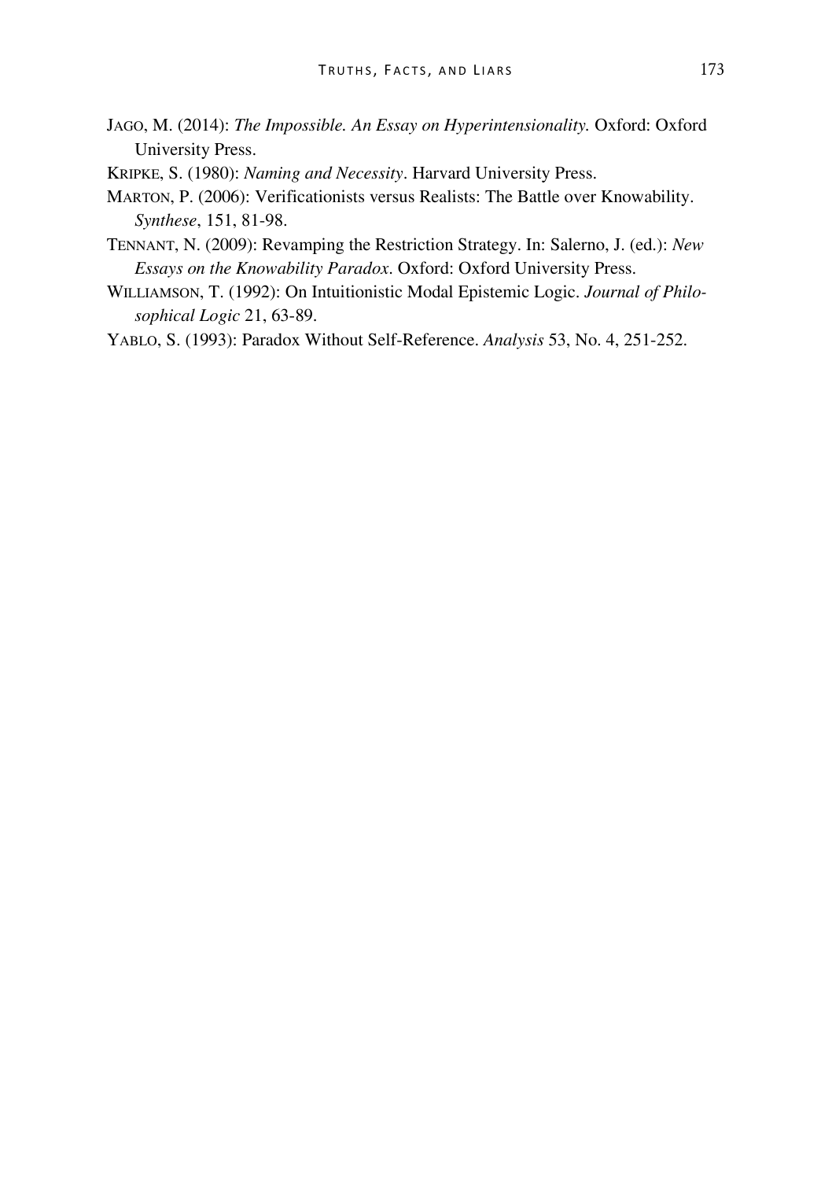JAGO, M. (2014): *The Impossible. An Essay on Hyperintensionality.* Oxford: Oxford University Press.

KRIPKE, S. (1980): *Naming and Necessity*. Harvard University Press.

MARTON, P. (2006): Verificationists versus Realists: The Battle over Knowability. *Synthese*, 151, 81-98.

TENNANT, N. (2009): Revamping the Restriction Strategy. In: Salerno, J. (ed.): *New Essays on the Knowability Paradox*. Oxford: Oxford University Press.

WILLIAMSON, T. (1992): On Intuitionistic Modal Epistemic Logic. *Journal of Philosophical Logic* 21, 63-89.

YABLO, S. (1993): Paradox Without Self-Reference. *Analysis* 53, No. 4, 251-252.